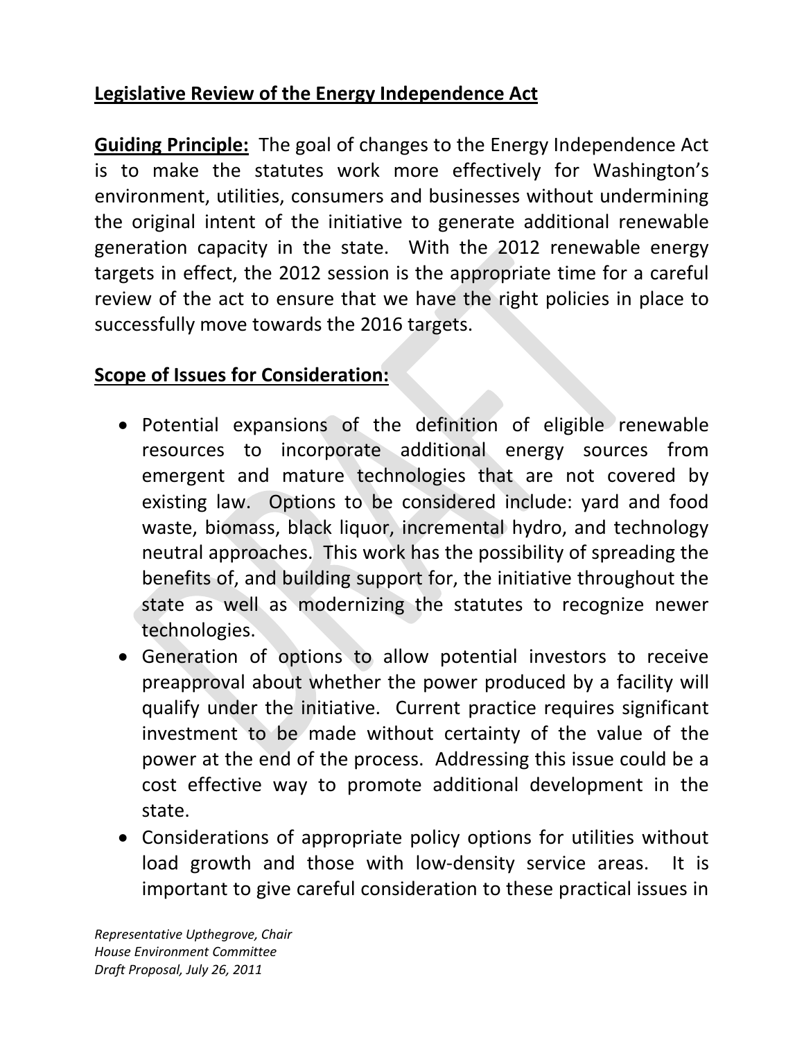**Legislative Review of the Energy Independence Act**

**Guiding Principle:** The goal of changes to the Energy Independence Act is to make the statutes work more effectively for Washington's environment, utilities, consumers and businesses without undermining the original intent of the initiative to generate additional renewable generation capacity in the state. With the 2012 renewable energy targets in effect, the 2012 session is the appropriate time for a careful review of the act to ensure that we have the right policies in place to successfully move towards the 2016 targets.

**Scope of Issues for Consideration:**

- Potential expansions of the definition of eligible renewable resources to incorporate additional energy sources from emergent and mature technologies that are not covered by existing law. Options to be considered include: yard and food waste, biomass, black liquor, incremental hydro, and technology neutral approaches. This work has the possibility of spreading the benefits of, and building support for, the initiative throughout the state as well as modernizing the statutes to recognize newer technologies.
- Generation of options to allow potential investors to receive preapproval about whether the power produced by a facility will qualify under the initiative. Current practice requires significant investment to be made without certainty of the value of the power at the end of the process. Addressing this issue could be a cost effective way to promote additional development in the state.
- Considerations of appropriate policy options for utilities without load growth and those with low-density service areas. It is important to give careful consideration to these practical issues in

*Representative Upthegrove, Chair*
*House Environment Committee*
*Draft Proposal, July 26, 2011*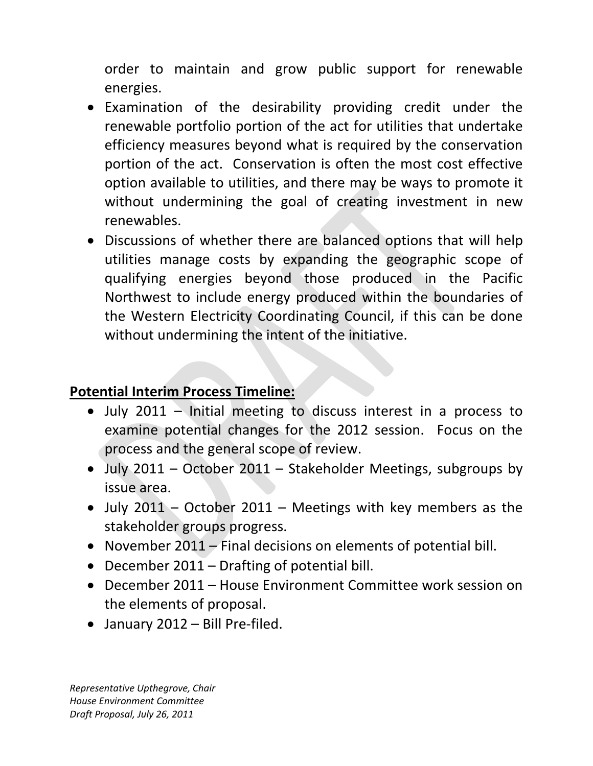order to maintain and grow public support for renewable energies.

- Examination of the desirability providing credit under the renewable portfolio portion of the act for utilities that undertake efficiency measures beyond what is required by the conservation portion of the act. Conservation is often the most cost effective option available to utilities, and there may be ways to promote it without undermining the goal of creating investment in new renewables.
- Discussions of whether there are balanced options that will help utilities manage costs by expanding the geographic scope of qualifying energies beyond those produced in the Pacific Northwest to include energy produced within the boundaries of the Western Electricity Coordinating Council, if this can be done without undermining the intent of the initiative.

**Potential Interim Process Timeline:**

- July 2011 – Initial meeting to discuss interest in a process to examine potential changes for the 2012 session. Focus on the process and the general scope of review.
- July 2011 – October 2011 – Stakeholder Meetings, subgroups by issue area.
- July 2011 – October 2011 – Meetings with key members as the stakeholder groups progress.
- November 2011 – Final decisions on elements of potential bill.
- December 2011 – Drafting of potential bill.
- December 2011 – House Environment Committee work session on the elements of proposal.
- January 2012 – Bill Pre-filed.

*Representative Upthegrove, Chair*
*House Environment Committee*
*Draft Proposal, July 26, 2011*